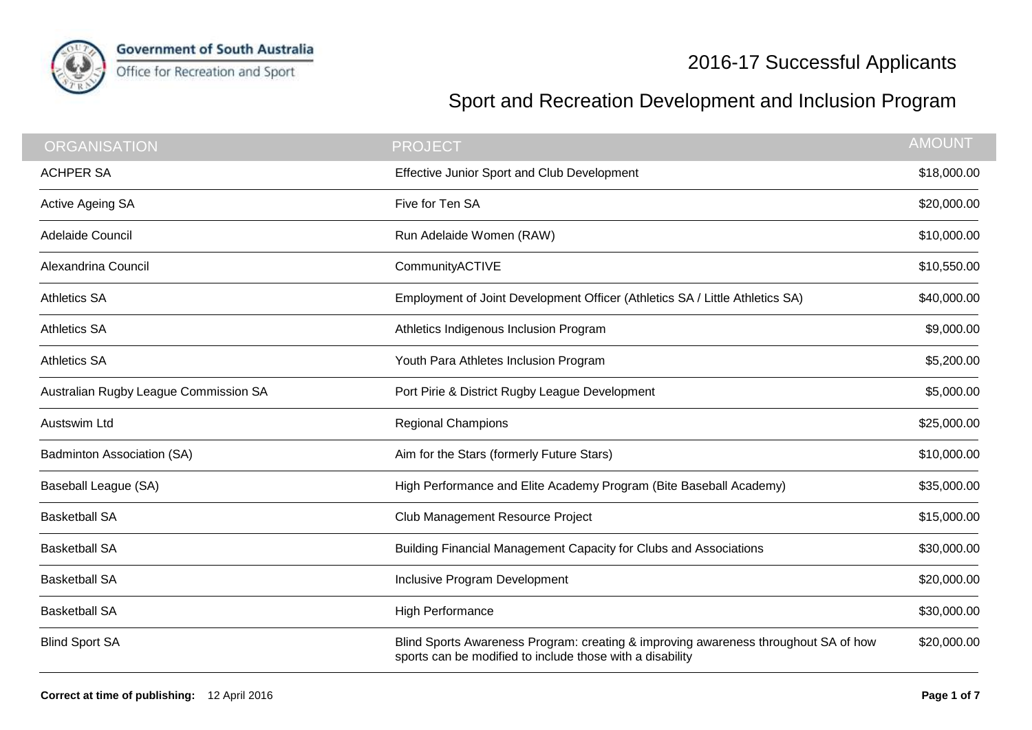Government of South Australia
Office for Recreation and Sport

# 2016-17 Successful Applicants

## Sport and Recreation Development and Inclusion Program

| ORGANISATION | PROJECT | AMOUNT |
|---|---|---|
| ACHPER SA | Effective Junior Sport and Club Development | $18,000.00 |
| Active Ageing SA | Five for Ten SA | $20,000.00 |
| Adelaide Council | Run Adelaide Women (RAW) | $10,000.00 |
| Alexandrina Council | CommunityACTIVE | $10,550.00 |
| Athletics SA | Employment of Joint Development Officer (Athletics SA / Little Athletics SA) | $40,000.00 |
| Athletics SA | Athletics Indigenous Inclusion Program | $9,000.00 |
| Athletics SA | Youth Para Athletes Inclusion Program | $5,200.00 |
| Australian Rugby League Commission SA | Port Pirie & District Rugby League Development | $5,000.00 |
| Austswim Ltd | Regional Champions | $25,000.00 |
| Badminton Association (SA) | Aim for the Stars (formerly Future Stars) | $10,000.00 |
| Baseball League (SA) | High Performance and Elite Academy Program (Bite Baseball Academy) | $35,000.00 |
| Basketball SA | Club Management Resource Project | $15,000.00 |
| Basketball SA | Building Financial Management Capacity for Clubs and Associations | $30,000.00 |
| Basketball SA | Inclusive Program Development | $20,000.00 |
| Basketball SA | High Performance | $30,000.00 |
| Blind Sport SA | Blind Sports Awareness Program: creating & improving awareness throughout SA of how sports can be modified to include those with a disability | $20,000.00 |

**Correct at time of publishing:** 12 April 2016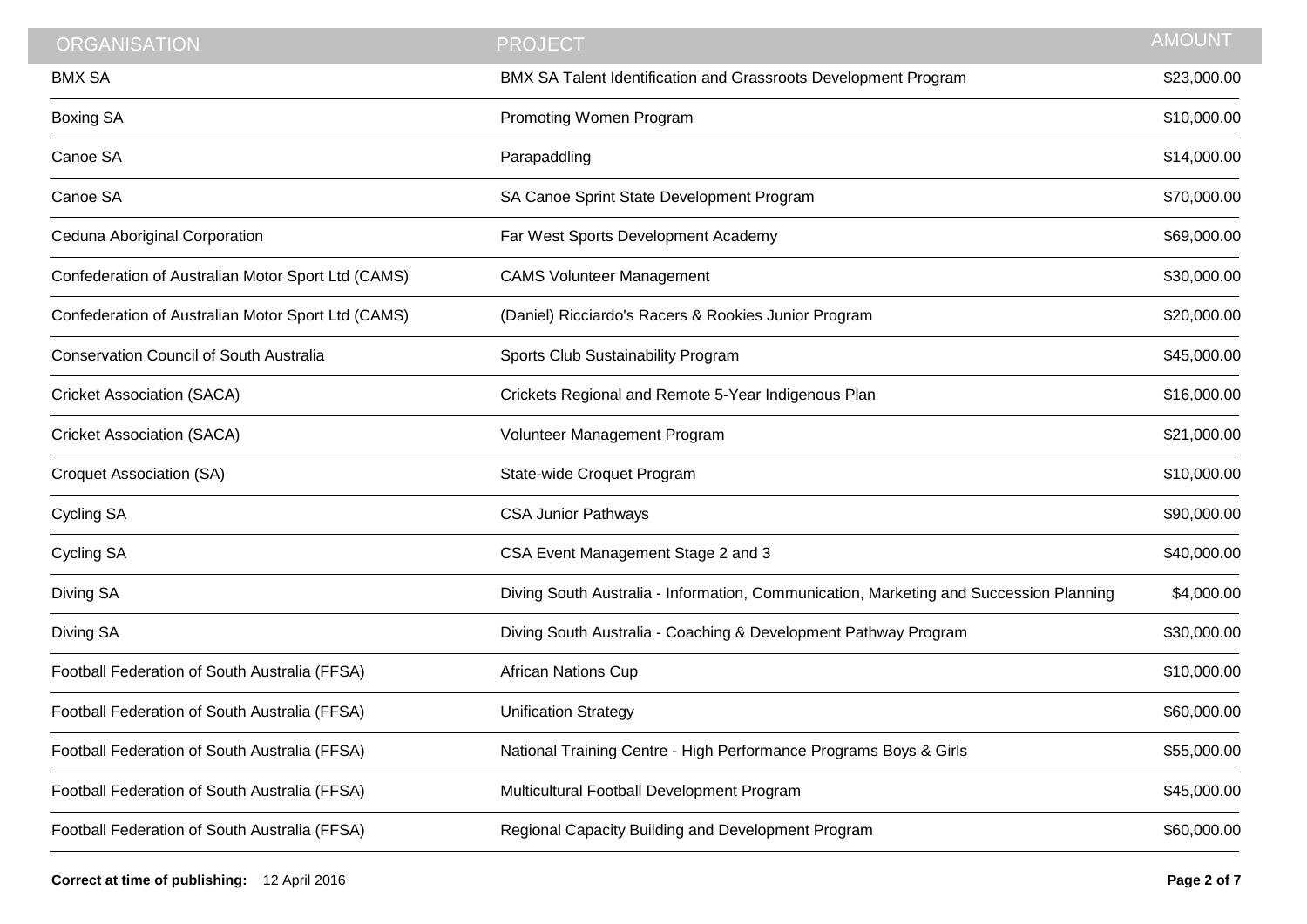| ORGANISATION | PROJECT | AMOUNT |
| --- | --- | --- |
| BMX SA | BMX SA Talent Identification and Grassroots Development Program | $23,000.00 |
| Boxing SA | Promoting Women Program | $10,000.00 |
| Canoe SA | Parapaddling | $14,000.00 |
| Canoe SA | SA Canoe Sprint State Development Program | $70,000.00 |
| Ceduna Aboriginal Corporation | Far West Sports Development Academy | $69,000.00 |
| Confederation of Australian Motor Sport Ltd (CAMS) | CAMS Volunteer Management | $30,000.00 |
| Confederation of Australian Motor Sport Ltd (CAMS) | (Daniel) Ricciardo's Racers & Rookies Junior Program | $20,000.00 |
| Conservation Council of South Australia | Sports Club Sustainability Program | $45,000.00 |
| Cricket Association (SACA) | Crickets Regional and Remote 5-Year Indigenous Plan | $16,000.00 |
| Cricket Association (SACA) | Volunteer Management Program | $21,000.00 |
| Croquet Association (SA) | State-wide Croquet Program | $10,000.00 |
| Cycling SA | CSA Junior Pathways | $90,000.00 |
| Cycling SA | CSA Event Management Stage 2 and 3 | $40,000.00 |
| Diving SA | Diving South Australia - Information, Communication, Marketing and Succession Planning | $4,000.00 |
| Diving SA | Diving South Australia - Coaching & Development Pathway Program | $30,000.00 |
| Football Federation of South Australia (FFSA) | African Nations Cup | $10,000.00 |
| Football Federation of South Australia (FFSA) | Unification Strategy | $60,000.00 |
| Football Federation of South Australia (FFSA) | National Training Centre - High Performance Programs Boys & Girls | $55,000.00 |
| Football Federation of South Australia (FFSA) | Multicultural Football Development Program | $45,000.00 |
| Football Federation of South Australia (FFSA) | Regional Capacity Building and Development Program | $60,000.00 |

**Correct at time of publishing:** 12 April 2016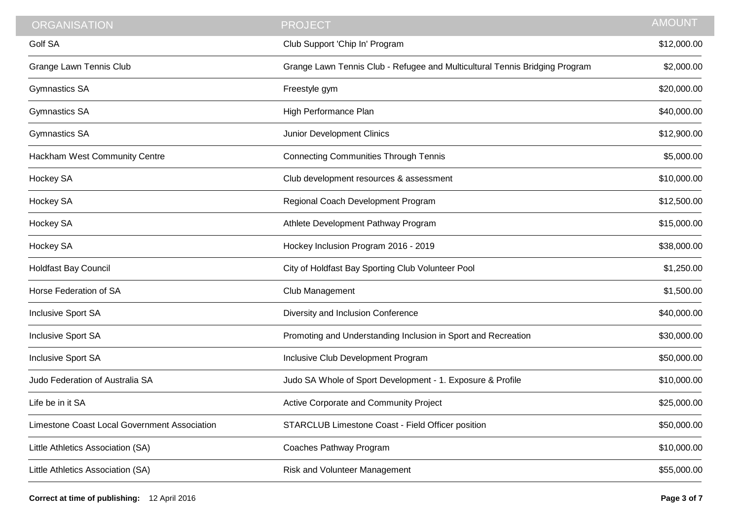| ORGANISATION | PROJECT | AMOUNT |
|---|---|---|
| Golf SA | Club Support 'Chip In' Program | $12,000.00 |
| Grange Lawn Tennis Club | Grange Lawn Tennis Club - Refugee and Multicultural Tennis Bridging Program | $2,000.00 |
| Gymnastics SA | Freestyle gym | $20,000.00 |
| Gymnastics SA | High Performance Plan | $40,000.00 |
| Gymnastics SA | Junior Development Clinics | $12,900.00 |
| Hackham West Community Centre | Connecting Communities Through Tennis | $5,000.00 |
| Hockey SA | Club development resources & assessment | $10,000.00 |
| Hockey SA | Regional Coach Development Program | $12,500.00 |
| Hockey SA | Athlete Development Pathway Program | $15,000.00 |
| Hockey SA | Hockey Inclusion Program 2016 - 2019 | $38,000.00 |
| Holdfast Bay Council | City of Holdfast Bay Sporting Club Volunteer Pool | $1,250.00 |
| Horse Federation of SA | Club Management | $1,500.00 |
| Inclusive Sport SA | Diversity and Inclusion Conference | $40,000.00 |
| Inclusive Sport SA | Promoting and Understanding Inclusion in Sport and Recreation | $30,000.00 |
| Inclusive Sport SA | Inclusive Club Development Program | $50,000.00 |
| Judo Federation of Australia SA | Judo SA Whole of Sport Development - 1. Exposure & Profile | $10,000.00 |
| Life be in it SA | Active Corporate and Community Project | $25,000.00 |
| Limestone Coast Local Government Association | STARCLUB Limestone Coast - Field Officer position | $50,000.00 |
| Little Athletics Association (SA) | Coaches Pathway Program | $10,000.00 |
| Little Athletics Association (SA) | Risk and Volunteer Management | $55,000.00 |

**Correct at time of publishing:** 12 April 2016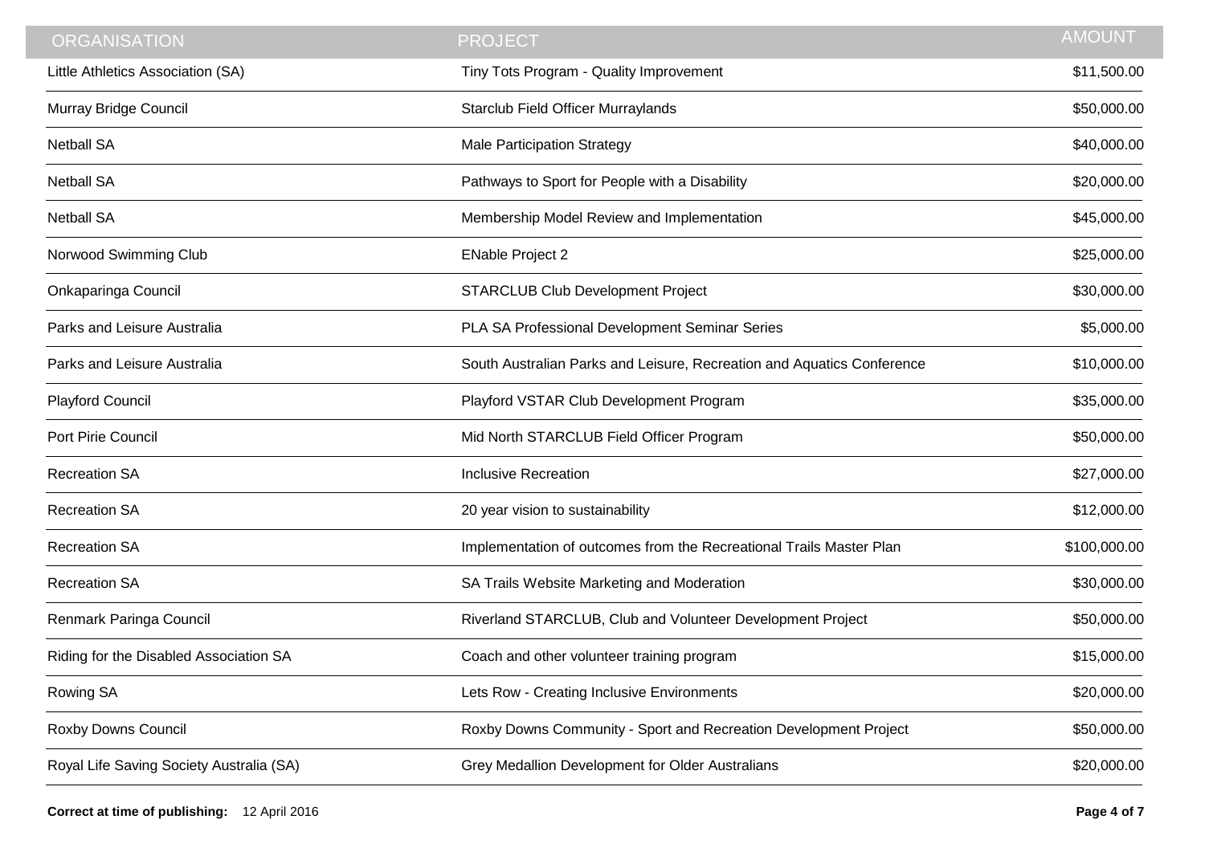| ORGANISATION | PROJECT | AMOUNT |
|---|---|---|
| Little Athletics Association (SA) | Tiny Tots Program - Quality Improvement | $11,500.00 |
| Murray Bridge Council | Starclub Field Officer Murraylands | $50,000.00 |
| Netball SA | Male Participation Strategy | $40,000.00 |
| Netball SA | Pathways to Sport for People with a Disability | $20,000.00 |
| Netball SA | Membership Model Review and Implementation | $45,000.00 |
| Norwood Swimming Club | ENable Project 2 | $25,000.00 |
| Onkaparinga Council | STARCLUB Club Development Project | $30,000.00 |
| Parks and Leisure Australia | PLA SA Professional Development Seminar Series | $5,000.00 |
| Parks and Leisure Australia | South Australian Parks and Leisure, Recreation and Aquatics Conference | $10,000.00 |
| Playford Council | Playford VSTAR Club Development Program | $35,000.00 |
| Port Pirie Council | Mid North STARCLUB Field Officer Program | $50,000.00 |
| Recreation SA | Inclusive Recreation | $27,000.00 |
| Recreation SA | 20 year vision to sustainability | $12,000.00 |
| Recreation SA | Implementation of outcomes from the Recreational Trails Master Plan | $100,000.00 |
| Recreation SA | SA Trails Website Marketing and Moderation | $30,000.00 |
| Renmark Paringa Council | Riverland STARCLUB, Club and Volunteer Development Project | $50,000.00 |
| Riding for the Disabled Association SA | Coach and other volunteer training program | $15,000.00 |
| Rowing SA | Lets Row - Creating Inclusive Environments | $20,000.00 |
| Roxby Downs Council | Roxby Downs Community - Sport and Recreation Development Project | $50,000.00 |
| Royal Life Saving Society Australia (SA) | Grey Medallion Development for Older Australians | $20,000.00 |

**Correct at time of publishing:** 12 April 2016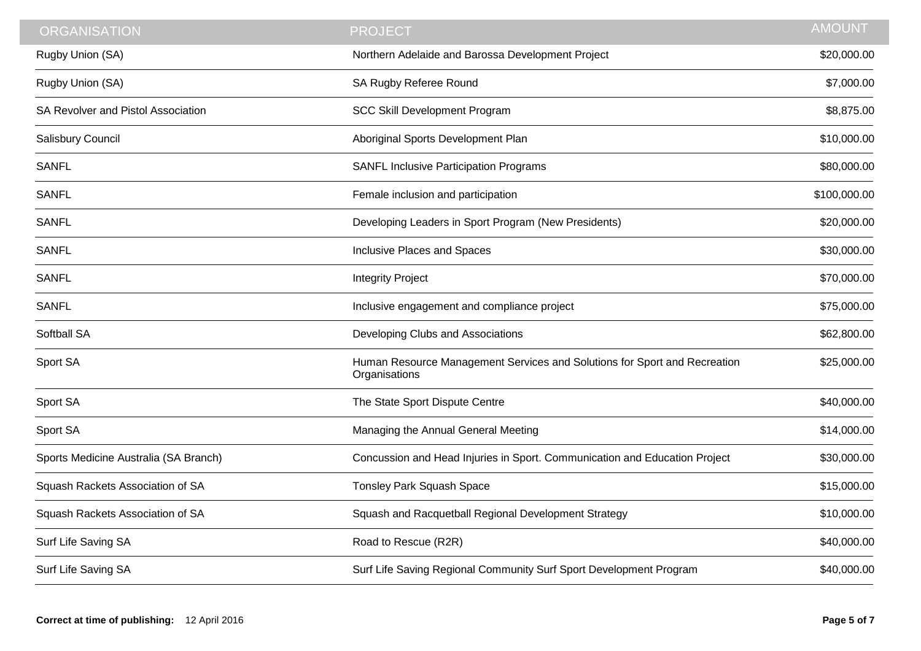| ORGANISATION | PROJECT | AMOUNT |
| --- | --- | --- |
| Rugby Union (SA) | Northern Adelaide and Barossa Development Project | $20,000.00 |
| Rugby Union (SA) | SA Rugby Referee Round | $7,000.00 |
| SA Revolver and Pistol Association | SCC Skill Development Program | $8,875.00 |
| Salisbury Council | Aboriginal Sports Development Plan | $10,000.00 |
| SANFL | SANFL Inclusive Participation Programs | $80,000.00 |
| SANFL | Female inclusion and participation | $100,000.00 |
| SANFL | Developing Leaders in Sport Program (New Presidents) | $20,000.00 |
| SANFL | Inclusive Places and Spaces | $30,000.00 |
| SANFL | Integrity Project | $70,000.00 |
| SANFL | Inclusive engagement and compliance project | $75,000.00 |
| Softball SA | Developing Clubs and Associations | $62,800.00 |
| Sport SA | Human Resource Management Services and Solutions for Sport and Recreation Organisations | $25,000.00 |
| Sport SA | The State Sport Dispute Centre | $40,000.00 |
| Sport SA | Managing the Annual General Meeting | $14,000.00 |
| Sports Medicine Australia (SA Branch) | Concussion and Head Injuries in Sport. Communication and Education Project | $30,000.00 |
| Squash Rackets Association of SA | Tonsley Park Squash Space | $15,000.00 |
| Squash Rackets Association of SA | Squash and Racquetball Regional Development Strategy | $10,000.00 |
| Surf Life Saving SA | Road to Rescue (R2R) | $40,000.00 |
| Surf Life Saving SA | Surf Life Saving Regional Community Surf Sport Development Program | $40,000.00 |

**Correct at time of publishing:** 12 April 2016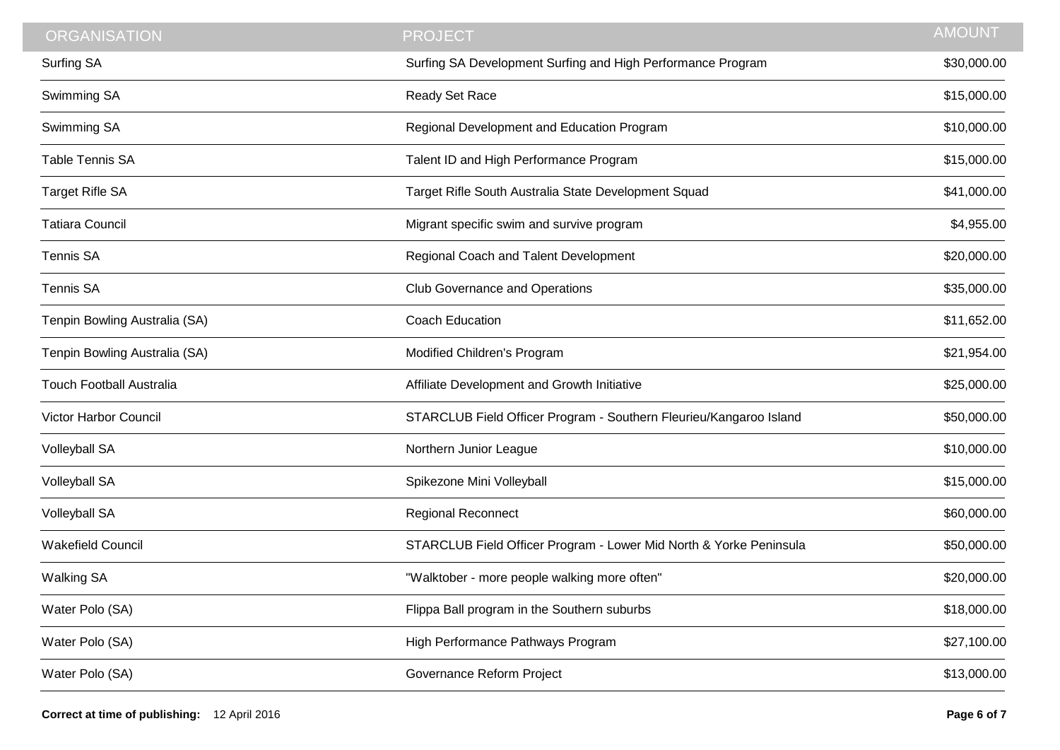| ORGANISATION | PROJECT | AMOUNT |
| --- | --- | --- |
| Surfing SA | Surfing SA Development Surfing and High Performance Program | $30,000.00 |
| Swimming SA | Ready Set Race | $15,000.00 |
| Swimming SA | Regional Development and Education Program | $10,000.00 |
| Table Tennis SA | Talent ID and High Performance Program | $15,000.00 |
| Target Rifle SA | Target Rifle South Australia State Development Squad | $41,000.00 |
| Tatiara Council | Migrant specific swim and survive program | $4,955.00 |
| Tennis SA | Regional Coach and Talent Development | $20,000.00 |
| Tennis SA | Club Governance and Operations | $35,000.00 |
| Tenpin Bowling Australia (SA) | Coach Education | $11,652.00 |
| Tenpin Bowling Australia (SA) | Modified Children's Program | $21,954.00 |
| Touch Football Australia | Affiliate Development and Growth Initiative | $25,000.00 |
| Victor Harbor Council | STARCLUB Field Officer Program - Southern Fleurieu/Kangaroo Island | $50,000.00 |
| Volleyball SA | Northern Junior League | $10,000.00 |
| Volleyball SA | Spikezone Mini Volleyball | $15,000.00 |
| Volleyball SA | Regional Reconnect | $60,000.00 |
| Wakefield Council | STARCLUB Field Officer Program - Lower Mid North & Yorke Peninsula | $50,000.00 |
| Walking SA | "Walktober - more people walking more often" | $20,000.00 |
| Water Polo (SA) | Flippa Ball program in the Southern suburbs | $18,000.00 |
| Water Polo (SA) | High Performance Pathways Program | $27,100.00 |
| Water Polo (SA) | Governance Reform Project | $13,000.00 |

**Correct at time of publishing:** 12 April 2016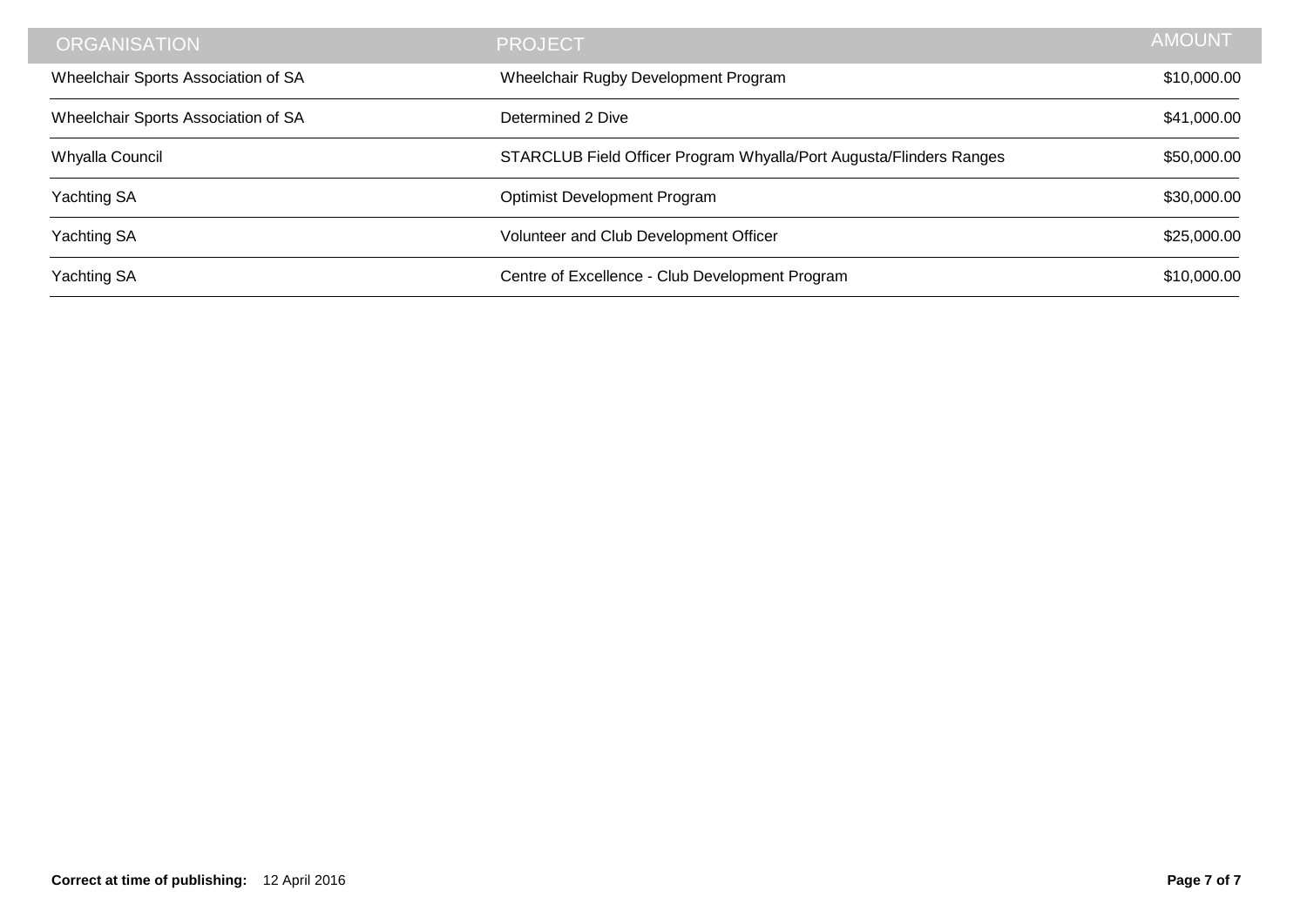| ORGANISATION | PROJECT | AMOUNT |
| --- | --- | --- |
| Wheelchair Sports Association of SA | Wheelchair Rugby Development Program | $10,000.00 |
| Wheelchair Sports Association of SA | Determined 2 Dive | $41,000.00 |
| Whyalla Council | STARCLUB Field Officer Program Whyalla/Port Augusta/Flinders Ranges | $50,000.00 |
| Yachting SA | Optimist Development Program | $30,000.00 |
| Yachting SA | Volunteer and Club Development Officer | $25,000.00 |
| Yachting SA | Centre of Excellence - Club Development Program | $10,000.00 |

**Correct at time of publishing:** 12 April 2016